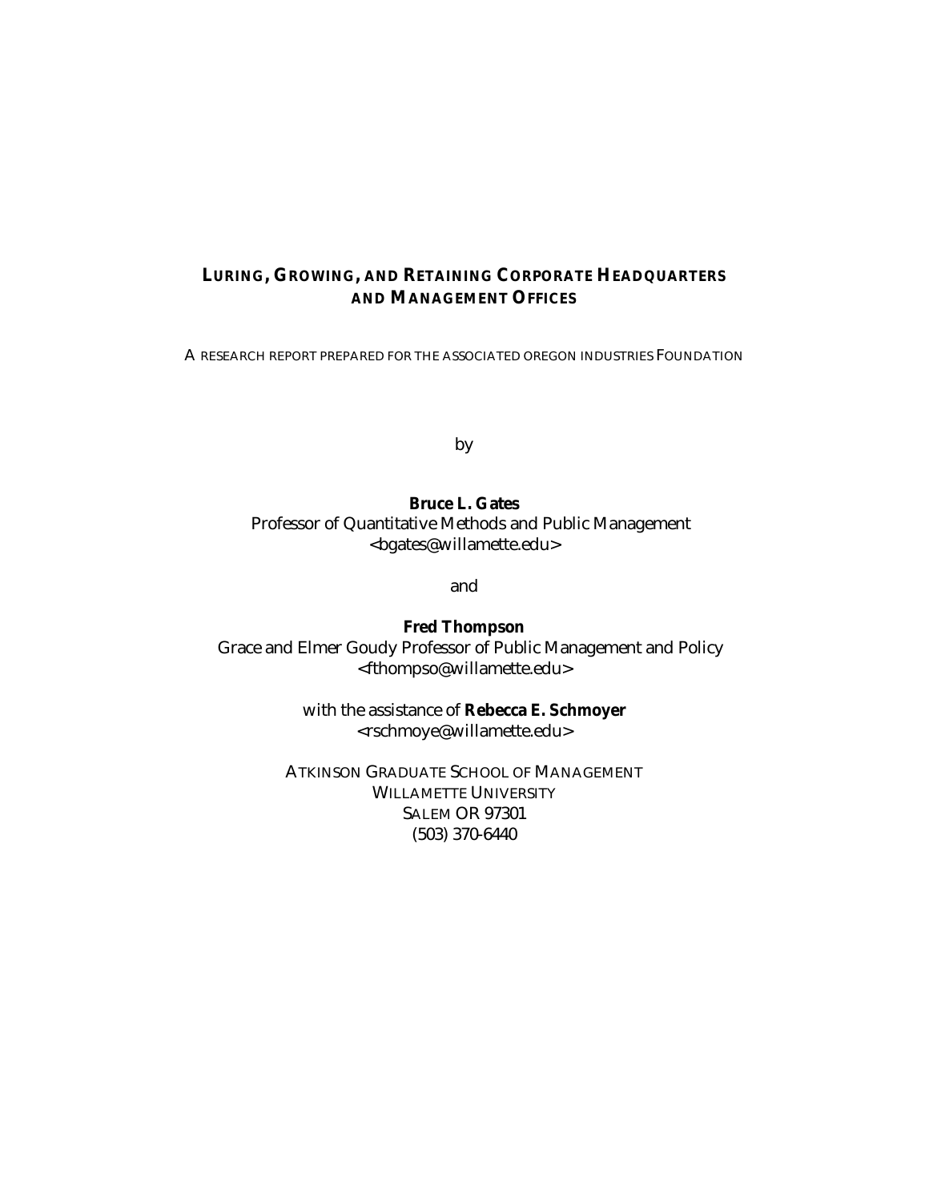# LURING, GROWING, AND RETAINING CORPORATE HEADQUARTERS AND MANAGEMENT OFFICES

A RESEARCH REPORT PREPARED FOR THE ASSOCIATED OREGON INDUSTRIES FOUNDATION

by

**Bruce L. Gates**
Professor of Quantitative Methods and Public Management
<bgates@willamette.edu>

and

**Fred Thompson**
Grace and Elmer Goudy Professor of Public Management and Policy
<fthompso@willamette.edu>

with the assistance of **Rebecca E. Schmoyer**
<rschmoye@willamette.edu>

ATKINSON GRADUATE SCHOOL OF MANAGEMENT
WILLAMETTE UNIVERSITY
SALEM OR 97301
(503) 370-6440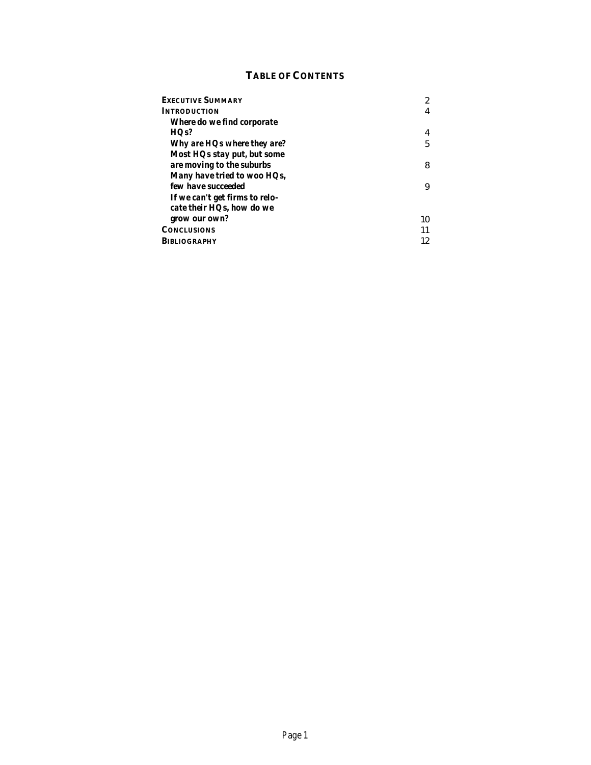## TABLE OF CONTENTS

| | |
|---|---|
| **EXECUTIVE SUMMARY** | 2 |
| **INTRODUCTION** | 4 |
| ***Where do we find corporate HQs?*** | 4 |
| ***Why are HQs where they are?*** | 5 |
| ***Most HQs stay put, but some are moving to the suburbs*** | 8 |
| ***Many have tried to woo HQs, few have succeeded*** | 9 |
| ***If we can't get firms to relocate their HQs, how do we grow our own?*** | 10 |
| **CONCLUSIONS** | 11 |
| **BIBLIOGRAPHY** | 12 |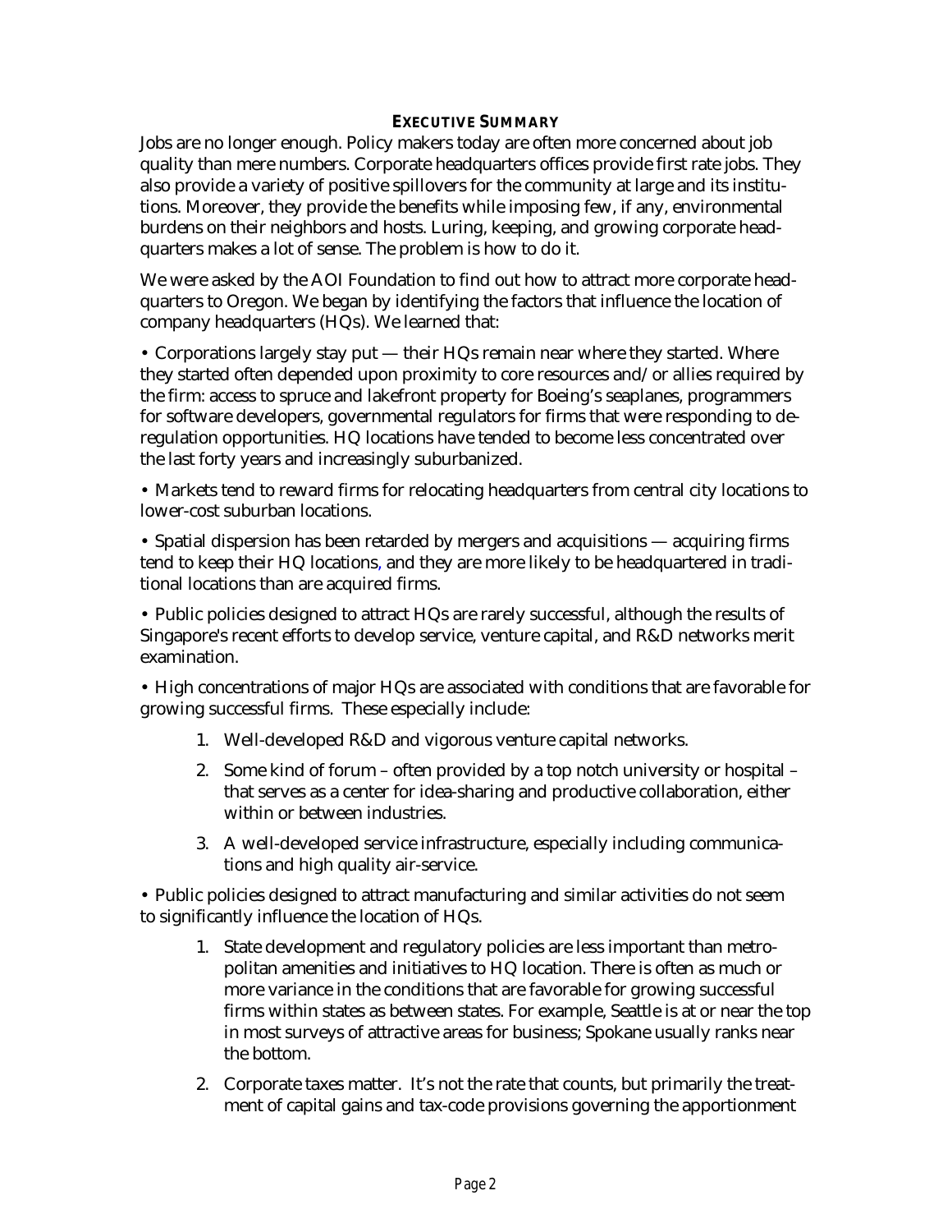## EXECUTIVE SUMMARY

Jobs are no longer enough. Policy makers today are often more concerned about job quality than mere numbers. Corporate headquarters offices provide first rate jobs. They also provide a variety of positive spillovers for the community at large and its institutions. Moreover, they provide the benefits while imposing few, if any, environmental burdens on their neighbors and hosts. Luring, keeping, and growing corporate headquarters makes a lot of sense. The problem is how to do it.

We were asked by the AOI Foundation to find out how to attract more corporate headquarters to Oregon. We began by identifying the factors that influence the location of company headquarters (HQs). We learned that:

• Corporations largely stay put — their HQs remain near where they started. Where they started often depended upon proximity to core resources and/or allies required by the firm: access to spruce and lakefront property for Boeing's seaplanes, programmers for software developers, governmental regulators for firms that were responding to deregulation opportunities. HQ locations have tended to become less concentrated over the last forty years and increasingly suburbanized.

• Markets tend to reward firms for relocating headquarters from central city locations to lower-cost suburban locations.

• Spatial dispersion has been retarded by mergers and acquisitions — acquiring firms tend to keep their HQ locations, and they are more likely to be headquartered in traditional locations than are acquired firms.

• Public policies designed to attract HQs are rarely successful, although the results of Singapore's recent efforts to develop service, venture capital, and R&D networks merit examination.

• High concentrations of major HQs are associated with conditions that are favorable for growing successful firms. These especially include:

1. Well-developed R&D and vigorous venture capital networks.
2. Some kind of forum – often provided by a top notch university or hospital – that serves as a center for idea-sharing and productive collaboration, either within or between industries.
3. A well-developed service infrastructure, especially including communications and high quality air-service.

• Public policies designed to attract manufacturing and similar activities do not seem to significantly influence the location of HQs.

1. State development and regulatory policies are less important than metropolitan amenities and initiatives to HQ location. There is often as much or more variance in the conditions that are favorable for growing successful firms within states as between states. For example, Seattle is at or near the top in most surveys of attractive areas for business; Spokane usually ranks near the bottom.
2. Corporate taxes matter. It's not the rate that counts, but primarily the treatment of capital gains and tax-code provisions governing the apportionment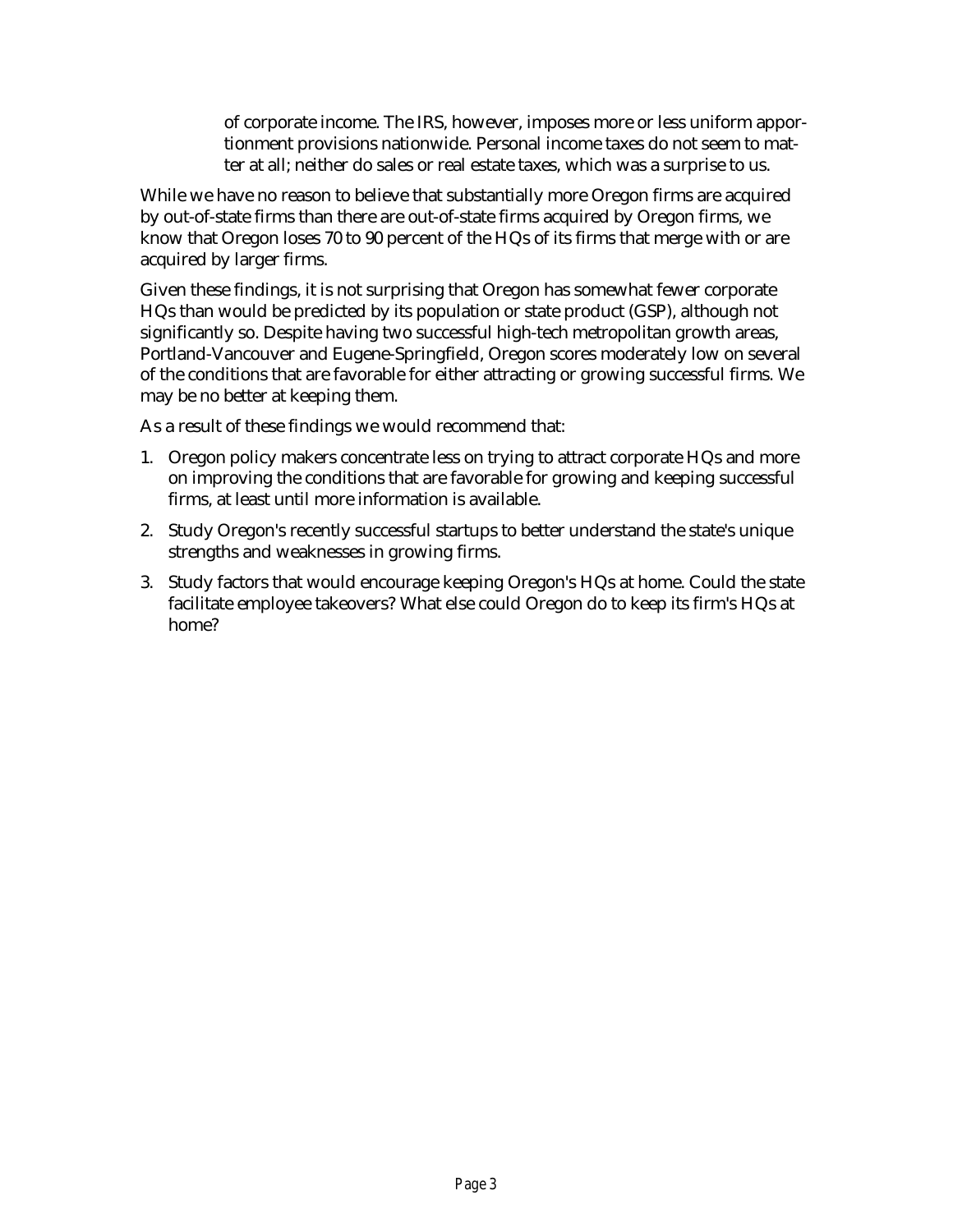of corporate income. The IRS, however, imposes more or less uniform apportionment provisions nationwide. Personal income taxes do not seem to matter at all; neither do sales or real estate taxes, which was a surprise to us.

While we have no reason to believe that substantially more Oregon firms are acquired by out-of-state firms than there are out-of-state firms acquired by Oregon firms, we know that Oregon loses 70 to 90 percent of the HQs of its firms that merge with or are acquired by larger firms.

Given these findings, it is not surprising that Oregon has somewhat fewer corporate HQs than would be predicted by its population or state product (GSP), although not significantly so. Despite having two successful high-tech metropolitan growth areas, Portland-Vancouver and Eugene-Springfield, Oregon scores moderately low on several of the conditions that are favorable for either attracting or growing successful firms. We may be no better at keeping them.

As a result of these findings we would recommend that:

1. Oregon policy makers concentrate less on trying to attract corporate HQs and more on improving the conditions that are favorable for growing and keeping successful firms, at least until more information is available.
2. Study Oregon's recently successful startups to better understand the state's unique strengths and weaknesses in growing firms.
3. Study factors that would encourage keeping Oregon's HQs at home. Could the state facilitate employee takeovers? What else could Oregon do to keep its firm's HQs at home?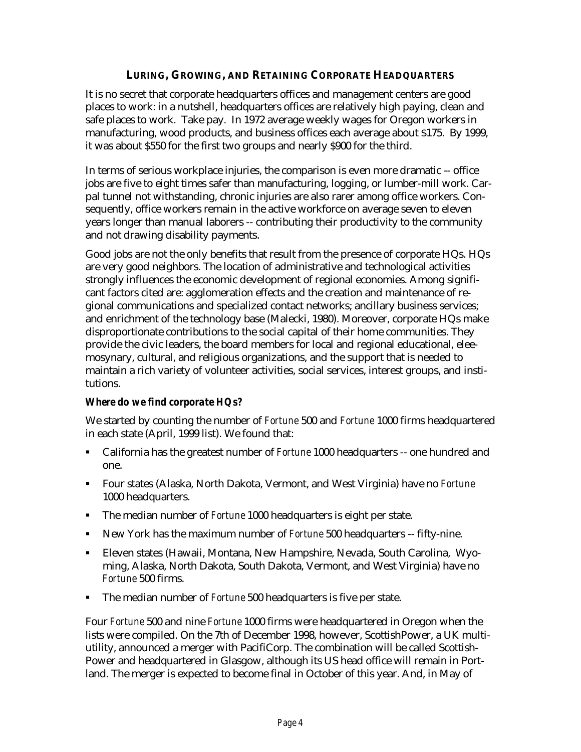## Luring, Growing, and Retaining Corporate Headquarters

It is no secret that corporate headquarters offices and management centers are good places to work: in a nutshell, headquarters offices are relatively high paying, clean and safe places to work. Take pay. In 1972 average weekly wages for Oregon workers in manufacturing, wood products, and business offices each average about $175. By 1999, it was about $550 for the first two groups and nearly $900 for the third.

In terms of serious workplace injuries, the comparison is even more dramatic -- office jobs are five to eight times safer than manufacturing, logging, or lumber-mill work. Carpal tunnel not withstanding, chronic injuries are also rarer among office workers. Consequently, office workers remain in the active workforce on average seven to eleven years longer than manual laborers -- contributing their productivity to the community and not drawing disability payments.

Good jobs are not the only benefits that result from the presence of corporate HQs. HQs are very good neighbors. The location of administrative and technological activities strongly influences the economic development of regional economies. Among significant factors cited are: agglomeration effects and the creation and maintenance of regional communications and specialized contact networks; ancillary business services; and enrichment of the technology base (Malecki, 1980). Moreover, corporate HQs make disproportionate contributions to the social capital of their home communities. They provide the civic leaders, the board members for local and regional educational, eleemosynary, cultural, and religious organizations, and the support that is needed to maintain a rich variety of volunteer activities, social services, interest groups, and institutions.

### *Where do we find corporate HQs?*

We started by counting the number of *Fortune* 500 and *Fortune* 1000 firms headquartered in each state (April, 1999 list). We found that:

- California has the greatest number of *Fortune* 1000 headquarters -- one hundred and one.
- Four states (Alaska, North Dakota, Vermont, and West Virginia) have no *Fortune* 1000 headquarters.
- The median number of *Fortune* 1000 headquarters is eight per state.
- New York has the maximum number of *Fortune* 500 headquarters -- fifty-nine.
- Eleven states (Hawaii, Montana, New Hampshire, Nevada, South Carolina, Wyoming, Alaska, North Dakota, South Dakota, Vermont, and West Virginia) have no *Fortune* 500 firms.
- The median number of *Fortune* 500 headquarters is five per state.

Four *Fortune* 500 and nine *Fortune* 1000 firms were headquartered in Oregon when the lists were compiled. On the 7th of December 1998, however, ScottishPower, a UK multi-utility, announced a merger with PacifiCorp. The combination will be called ScottishPower and headquartered in Glasgow, although its US head office will remain in Portland. The merger is expected to become final in October of this year. And, in May of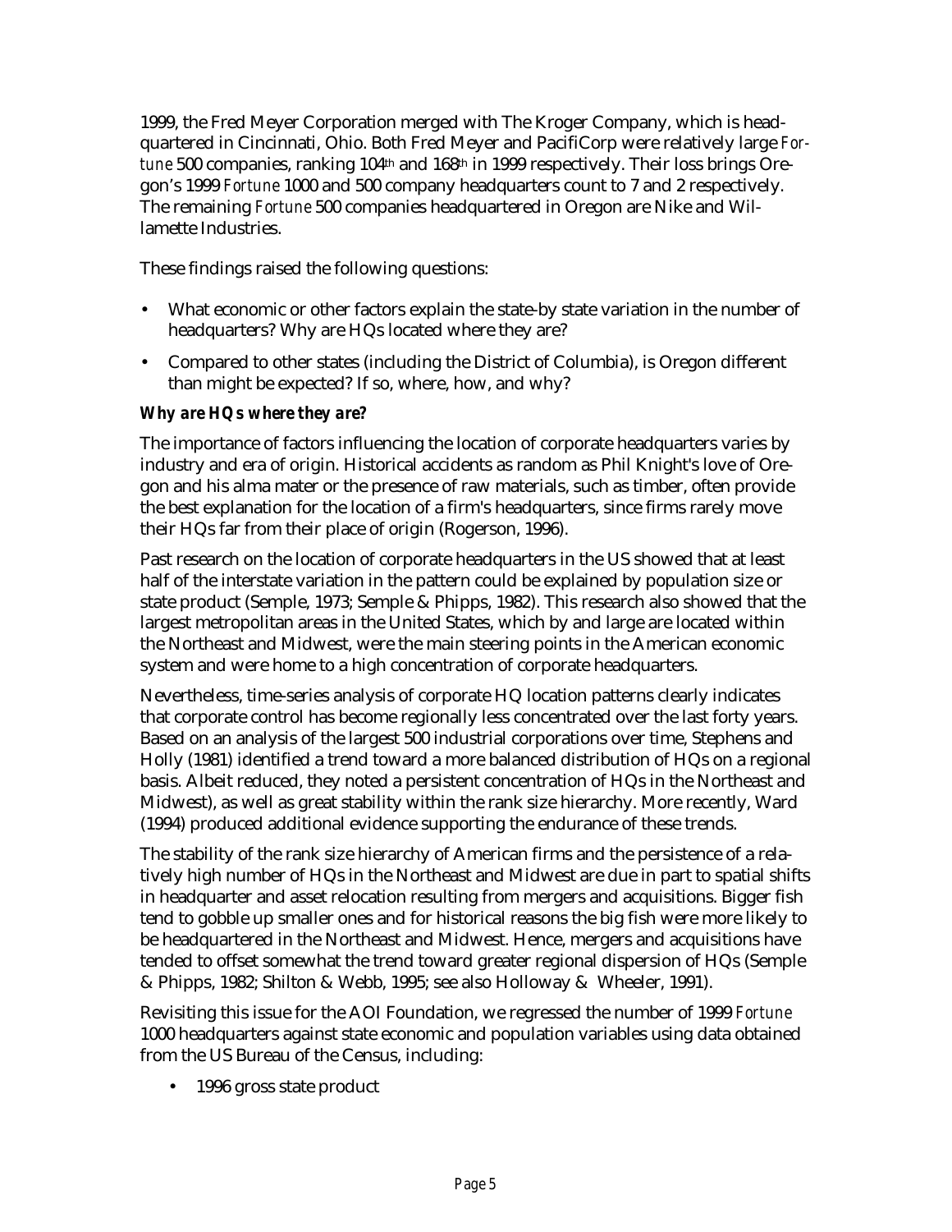1999, the Fred Meyer Corporation merged with The Kroger Company, which is headquartered in Cincinnati, Ohio. Both Fred Meyer and PacifiCorp were relatively large *Fortune* 500 companies, ranking 104th and 168th in 1999 respectively. Their loss brings Oregon's 1999 *Fortune* 1000 and 500 company headquarters count to 7 and 2 respectively. The remaining *Fortune* 500 companies headquartered in Oregon are Nike and Willamette Industries.

These findings raised the following questions:

- What economic or other factors explain the state-by state variation in the number of headquarters? Why are HQs located where they are?
- Compared to other states (including the District of Columbia), is Oregon different than might be expected? If so, where, how, and why?

***Why are HQs where they are?***

The importance of factors influencing the location of corporate headquarters varies by industry and era of origin. Historical accidents as random as Phil Knight's love of Oregon and his alma mater or the presence of raw materials, such as timber, often provide the best explanation for the location of a firm's headquarters, since firms rarely move their HQs far from their place of origin (Rogerson, 1996).

Past research on the location of corporate headquarters in the US showed that at least half of the interstate variation in the pattern could be explained by population size or state product (Semple, 1973; Semple & Phipps, 1982). This research also showed that the largest metropolitan areas in the United States, which by and large are located within the Northeast and Midwest, were the main steering points in the American economic system and were home to a high concentration of corporate headquarters.

Nevertheless, time-series analysis of corporate HQ location patterns clearly indicates that corporate control has become regionally less concentrated over the last forty years. Based on an analysis of the largest 500 industrial corporations over time, Stephens and Holly (1981) identified a trend toward a more balanced distribution of HQs on a regional basis. Albeit reduced, they noted a persistent concentration of HQs in the Northeast and Midwest), as well as great stability within the rank size hierarchy. More recently, Ward (1994) produced additional evidence supporting the endurance of these trends.

The stability of the rank size hierarchy of American firms and the persistence of a relatively high number of HQs in the Northeast and Midwest are due in part to spatial shifts in headquarter and asset relocation resulting from mergers and acquisitions. Bigger fish tend to gobble up smaller ones and for historical reasons the big fish were more likely to be headquartered in the Northeast and Midwest. Hence, mergers and acquisitions have tended to offset somewhat the trend toward greater regional dispersion of HQs (Semple & Phipps, 1982; Shilton & Webb, 1995; see also Holloway & Wheeler, 1991).

Revisiting this issue for the AOI Foundation, we regressed the number of 1999 *Fortune* 1000 headquarters against state economic and population variables using data obtained from the US Bureau of the Census, including:

- 1996 gross state product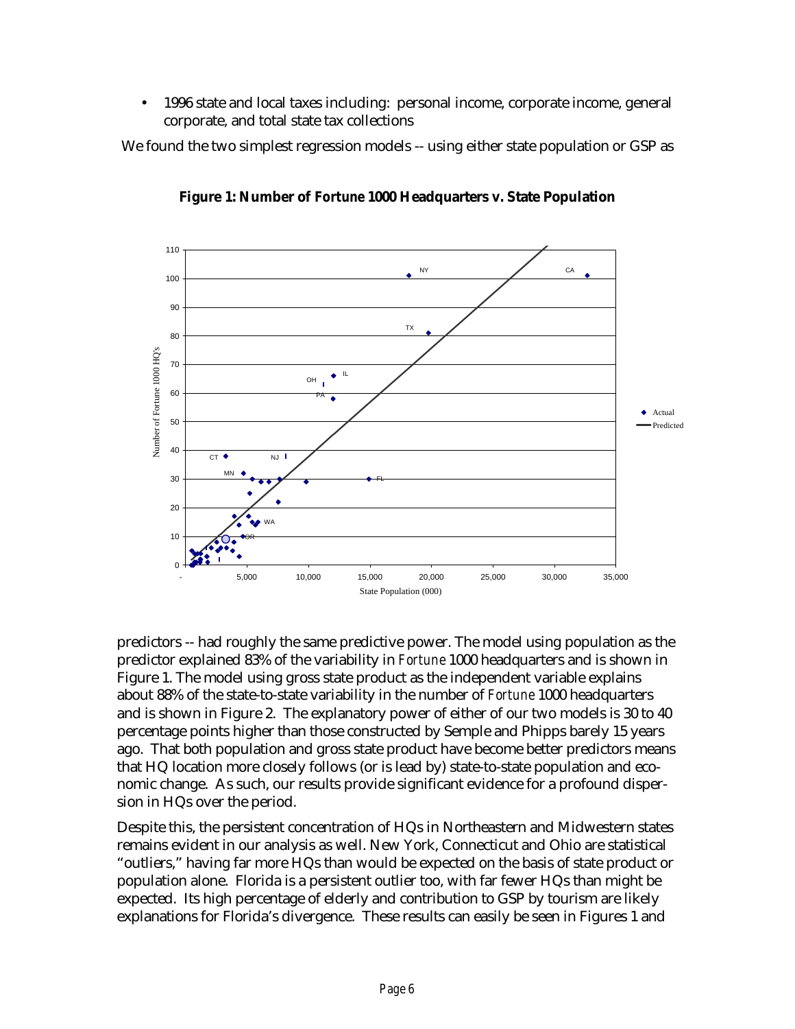- 1996 state and local taxes including: personal income, corporate income, general corporate, and total state tax collections

We found the two simplest regression models -- using either state population or GSP as

**Figure 1: Number of *Fortune* 1000 Headquarters v. State Population**

predictors -- had roughly the same predictive power. The model using population as the predictor explained 83% of the variability in *Fortune* 1000 headquarters and is shown in Figure 1. The model using gross state product as the independent variable explains about 88% of the state-to-state variability in the number of *Fortune* 1000 headquarters and is shown in Figure 2. The explanatory power of either of our two models is 30 to 40 percentage points higher than those constructed by Semple and Phipps barely 15 years ago. That both population and gross state product have become better predictors means that HQ location more closely follows (or is lead by) state-to-state population and economic change. As such, our results provide significant evidence for a profound dispersion in HQs over the period.

Despite this, the persistent concentration of HQs in Northeastern and Midwestern states remains evident in our analysis as well. New York, Connecticut and Ohio are statistical "outliers," having far more HQs than would be expected on the basis of state product or population alone. Florida is a persistent outlier too, with far fewer HQs than might be expected. Its high percentage of elderly and contribution to GSP by tourism are likely explanations for Florida's divergence. These results can easily be seen in Figures 1 and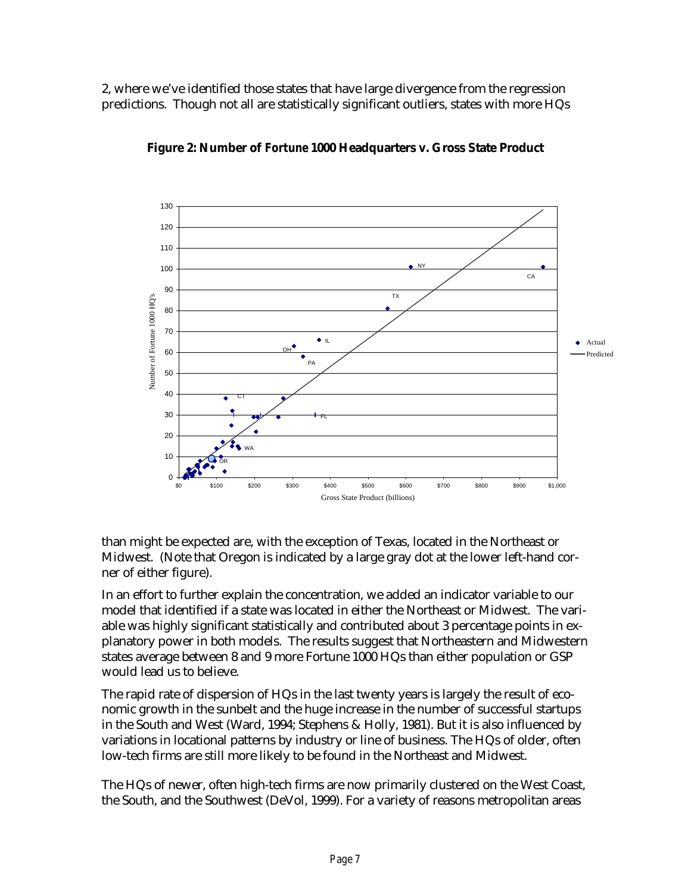2, where we've identified those states that have large divergence from the regression predictions. Though not all are statistically significant outliers, states with more HQs

**Figure 2: Number of *Fortune* 1000 Headquarters v. Gross State Product**

than might be expected are, with the exception of Texas, located in the Northeast or Midwest. (Note that Oregon is indicated by a large gray dot at the lower left-hand corner of either figure).

In an effort to further explain the concentration, we added an indicator variable to our model that identified if a state was located in either the Northeast or Midwest. The variable was highly significant statistically and contributed about 3 percentage points in explanatory power in both models. The results suggest that Northeastern and Midwestern states average between 8 and 9 more Fortune 1000 HQs than either population or GSP would lead us to believe.

The rapid rate of dispersion of HQs in the last twenty years is largely the result of economic growth in the sunbelt and the huge increase in the number of successful startups in the South and West (Ward, 1994; Stephens & Holly, 1981). But it is also influenced by variations in locational patterns by industry or line of business. The HQs of older, often low-tech firms are still more likely to be found in the Northeast and Midwest.

The HQs of newer, often high-tech firms are now primarily clustered on the West Coast, the South, and the Southwest (DeVol, 1999). For a variety of reasons metropolitan areas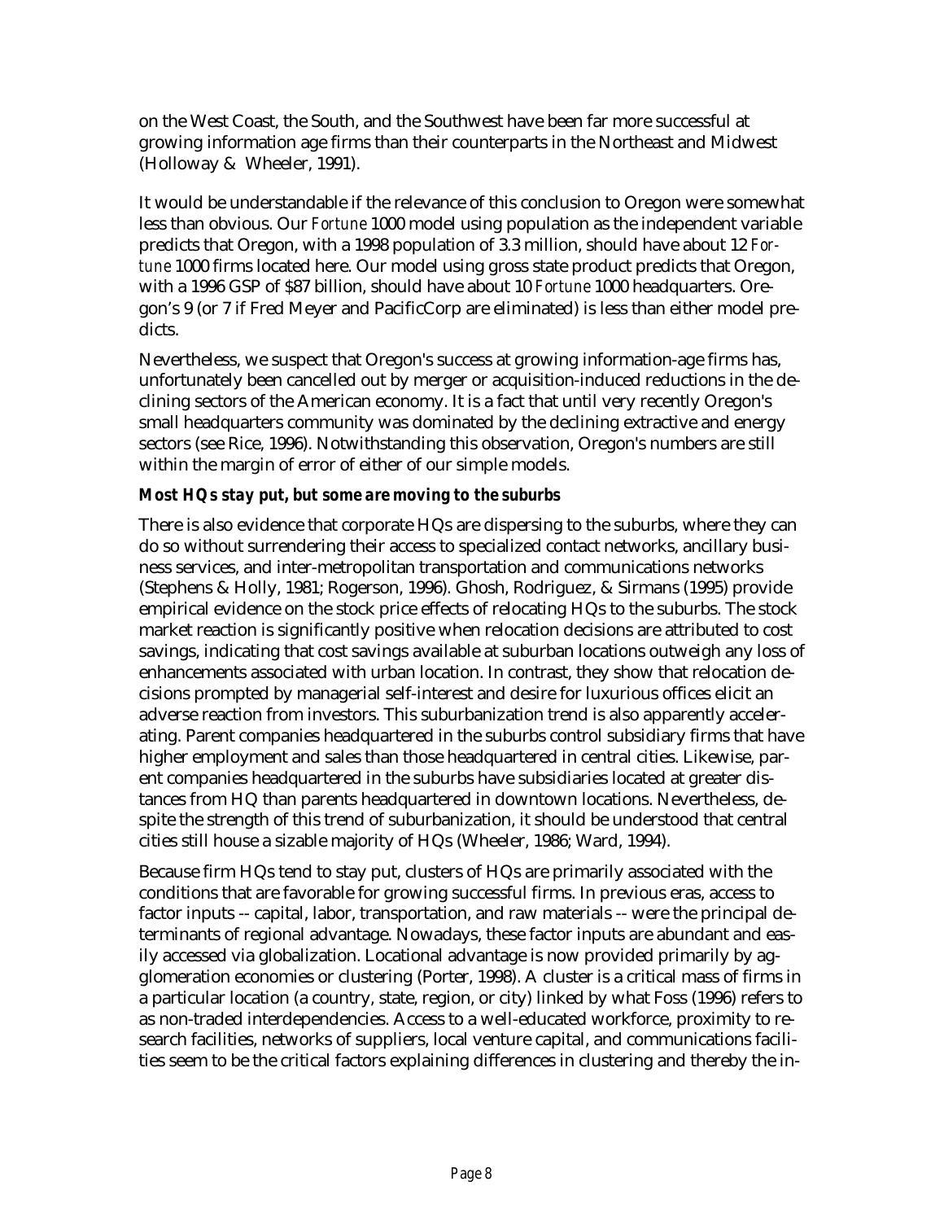on the West Coast, the South, and the Southwest have been far more successful at growing information age firms than their counterparts in the Northeast and Midwest (Holloway & Wheeler, 1991).

It would be understandable if the relevance of this conclusion to Oregon were somewhat less than obvious. Our *Fortune* 1000 model using population as the independent variable predicts that Oregon, with a 1998 population of 3.3 million, should have about 12 *Fortune* 1000 firms located here. Our model using gross state product predicts that Oregon, with a 1996 GSP of $87 billion, should have about 10 *Fortune* 1000 headquarters. Oregon's 9 (or 7 if Fred Meyer and PacificCorp are eliminated) is less than either model predicts.

Nevertheless, we suspect that Oregon's success at growing information-age firms has, unfortunately been cancelled out by merger or acquisition-induced reductions in the declining sectors of the American economy. It is a fact that until very recently Oregon's small headquarters community was dominated by the declining extractive and energy sectors (see Rice, 1996). Notwithstanding this observation, Oregon's numbers are still within the margin of error of either of our simple models.

***Most HQs stay put, but some are moving to the suburbs***

There is also evidence that corporate HQs are dispersing to the suburbs, where they can do so without surrendering their access to specialized contact networks, ancillary business services, and inter-metropolitan transportation and communications networks (Stephens & Holly, 1981; Rogerson, 1996). Ghosh, Rodriguez, & Sirmans (1995) provide empirical evidence on the stock price effects of relocating HQs to the suburbs. The stock market reaction is significantly positive when relocation decisions are attributed to cost savings, indicating that cost savings available at suburban locations outweigh any loss of enhancements associated with urban location. In contrast, they show that relocation decisions prompted by managerial self-interest and desire for luxurious offices elicit an adverse reaction from investors. This suburbanization trend is also apparently accelerating. Parent companies headquartered in the suburbs control subsidiary firms that have higher employment and sales than those headquartered in central cities. Likewise, parent companies headquartered in the suburbs have subsidiaries located at greater distances from HQ than parents headquartered in downtown locations. Nevertheless, despite the strength of this trend of suburbanization, it should be understood that central cities still house a sizable majority of HQs (Wheeler, 1986; Ward, 1994).

Because firm HQs tend to stay put, clusters of HQs are primarily associated with the conditions that are favorable for growing successful firms. In previous eras, access to factor inputs -- capital, labor, transportation, and raw materials -- were the principal determinants of regional advantage. Nowadays, these factor inputs are abundant and easily accessed via globalization. Locational advantage is now provided primarily by agglomeration economies or clustering (Porter, 1998). A cluster is a critical mass of firms in a particular location (a country, state, region, or city) linked by what Foss (1996) refers to as non-traded interdependencies. Access to a well-educated workforce, proximity to research facilities, networks of suppliers, local venture capital, and communications facilities seem to be the critical factors explaining differences in clustering and thereby the in-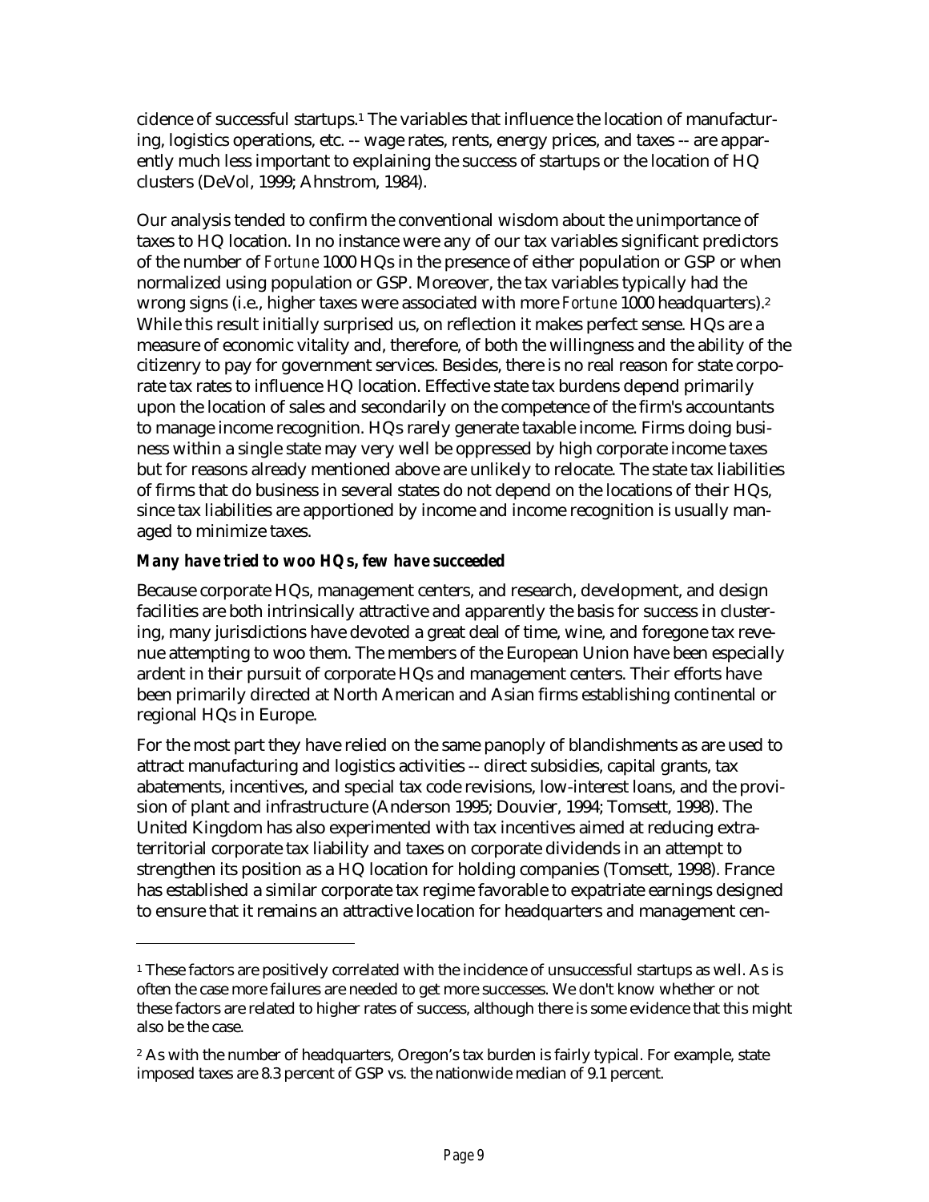cidence of successful startups.[1] The variables that influence the location of manufacturing, logistics operations, etc. -- wage rates, rents, energy prices, and taxes -- are apparently much less important to explaining the success of startups or the location of HQ clusters (DeVol, 1999; Ahnstrom, 1984).

Our analysis tended to confirm the conventional wisdom about the unimportance of taxes to HQ location. In no instance were any of our tax variables significant predictors of the number of *Fortune* 1000 HQs in the presence of either population or GSP or when normalized using population or GSP. Moreover, the tax variables typically had the wrong signs (i.e., higher taxes were associated with more *Fortune* 1000 headquarters).[2] While this result initially surprised us, on reflection it makes perfect sense. HQs are a measure of economic vitality and, therefore, of both the willingness and the ability of the citizenry to pay for government services. Besides, there is no real reason for state corporate tax rates to influence HQ location. Effective state tax burdens depend primarily upon the location of sales and secondarily on the competence of the firm's accountants to manage income recognition. HQs rarely generate taxable income. Firms doing business within a single state may very well be oppressed by high corporate income taxes but for reasons already mentioned above are unlikely to relocate. The state tax liabilities of firms that do business in several states do not depend on the locations of their HQs, since tax liabilities are apportioned by income and income recognition is usually managed to minimize taxes.

***Many have tried to woo HQs, few have succeeded***

Because corporate HQs, management centers, and research, development, and design facilities are both intrinsically attractive and apparently the basis for success in clustering, many jurisdictions have devoted a great deal of time, wine, and foregone tax revenue attempting to woo them. The members of the European Union have been especially ardent in their pursuit of corporate HQs and management centers. Their efforts have been primarily directed at North American and Asian firms establishing continental or regional HQs in Europe.

For the most part they have relied on the same panoply of blandishments as are used to attract manufacturing and logistics activities -- direct subsidies, capital grants, tax abatements, incentives, and special tax code revisions, low-interest loans, and the provision of plant and infrastructure (Anderson 1995; Douvier, 1994; Tomsett, 1998). The United Kingdom has also experimented with tax incentives aimed at reducing extraterritorial corporate tax liability and taxes on corporate dividends in an attempt to strengthen its position as a HQ location for holding companies (Tomsett, 1998). France has established a similar corporate tax regime favorable to expatriate earnings designed to ensure that it remains an attractive location for headquarters and management cen-

---

[1] These factors are positively correlated with the incidence of unsuccessful startups as well. As is often the case more failures are needed to get more successes. We don't know whether or not these factors are related to higher rates of success, although there is some evidence that this might also be the case.

[2] As with the number of headquarters, Oregon's tax burden is fairly typical. For example, state imposed taxes are 8.3 percent of GSP vs. the nationwide median of 9.1 percent.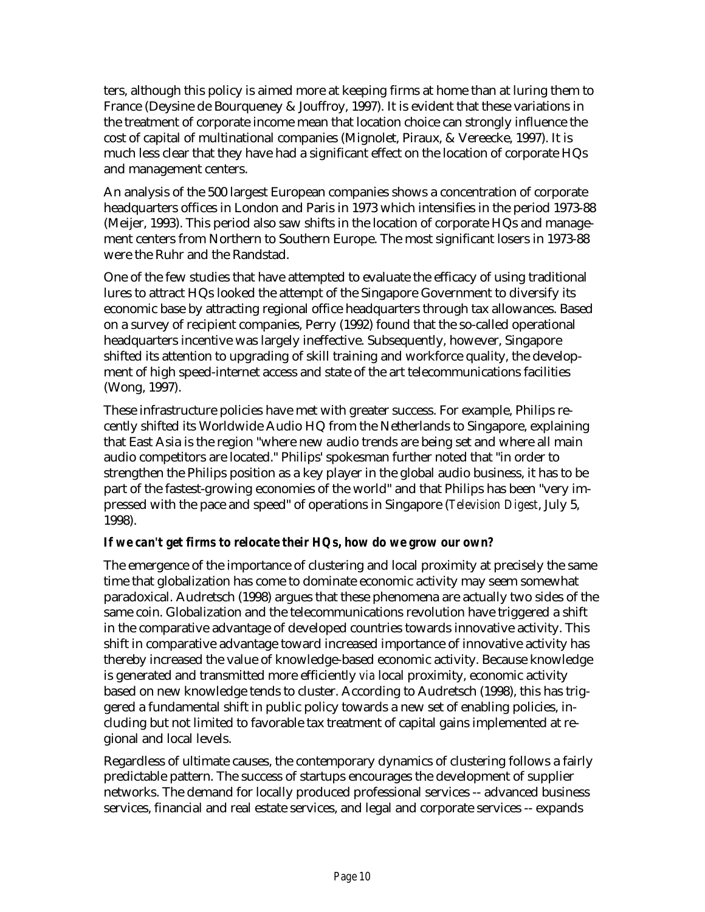ters, although this policy is aimed more at keeping firms at home than at luring them to France (Deysine de Bourqueney & Jouffroy, 1997). It is evident that these variations in the treatment of corporate income mean that location choice can strongly influence the cost of capital of multinational companies (Mignolet, Piraux, & Vereecke, 1997). It is much less clear that they have had a significant effect on the location of corporate HQs and management centers.

An analysis of the 500 largest European companies shows a concentration of corporate headquarters offices in London and Paris in 1973 which intensifies in the period 1973-88 (Meijer, 1993). This period also saw shifts in the location of corporate HQs and management centers from Northern to Southern Europe. The most significant losers in 1973-88 were the Ruhr and the Randstad.

One of the few studies that have attempted to evaluate the efficacy of using traditional lures to attract HQs looked the attempt of the Singapore Government to diversify its economic base by attracting regional office headquarters through tax allowances. Based on a survey of recipient companies, Perry (1992) found that the so-called operational headquarters incentive was largely ineffective. Subsequently, however, Singapore shifted its attention to upgrading of skill training and workforce quality, the development of high speed-internet access and state of the art telecommunications facilities (Wong, 1997).

These infrastructure policies have met with greater success. For example, Philips recently shifted its Worldwide Audio HQ from the Netherlands to Singapore, explaining that East Asia is the region "where new audio trends are being set and where all main audio competitors are located." Philips' spokesman further noted that "in order to strengthen the Philips position as a key player in the global audio business, it has to be part of the fastest-growing economies of the world" and that Philips has been "very impressed with the pace and speed" of operations in Singapore (*Television Digest*, July 5, 1998).

***If we can't get firms to relocate their HQs, how do we grow our own?***

The emergence of the importance of clustering and local proximity at precisely the same time that globalization has come to dominate economic activity may seem somewhat paradoxical. Audretsch (1998) argues that these phenomena are actually two sides of the same coin. Globalization and the telecommunications revolution have triggered a shift in the comparative advantage of developed countries towards innovative activity. This shift in comparative advantage toward increased importance of innovative activity has thereby increased the value of knowledge-based economic activity. Because knowledge is generated and transmitted more efficiently *via* local proximity, economic activity based on new knowledge tends to cluster. According to Audretsch (1998), this has triggered a fundamental shift in public policy towards a new set of enabling policies, including but not limited to favorable tax treatment of capital gains implemented at regional and local levels.

Regardless of ultimate causes, the contemporary dynamics of clustering follows a fairly predictable pattern. The success of startups encourages the development of supplier networks. The demand for locally produced professional services -- advanced business services, financial and real estate services, and legal and corporate services -- expands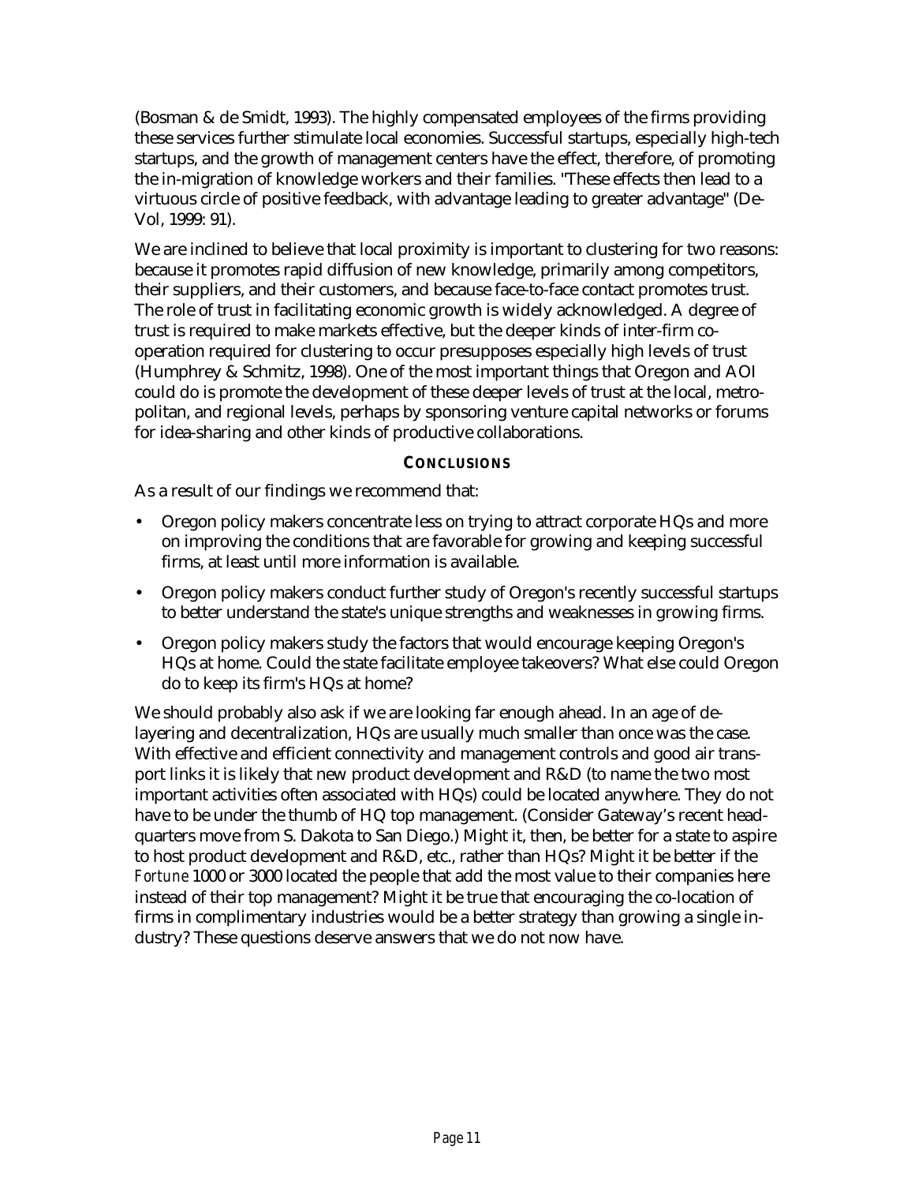(Bosman & de Smidt, 1993). The highly compensated employees of the firms providing these services further stimulate local economies. Successful startups, especially high-tech startups, and the growth of management centers have the effect, therefore, of promoting the in-migration of knowledge workers and their families. "These effects then lead to a virtuous circle of positive feedback, with advantage leading to greater advantage" (De-Vol, 1999: 91).

We are inclined to believe that local proximity is important to clustering for two reasons: because it promotes rapid diffusion of new knowledge, primarily among competitors, their suppliers, and their customers, and because face-to-face contact promotes trust. The role of trust in facilitating economic growth is widely acknowledged. A degree of trust is required to make markets effective, but the deeper kinds of inter-firm co-operation required for clustering to occur presupposes especially high levels of trust (Humphrey & Schmitz, 1998). One of the most important things that Oregon and AOI could do is promote the development of these deeper levels of trust at the local, metro-politan, and regional levels, perhaps by sponsoring venture capital networks or forums for idea-sharing and other kinds of productive collaborations.

## CONCLUSIONS

As a result of our findings we recommend that:

- Oregon policy makers concentrate less on trying to attract corporate HQs and more on improving the conditions that are favorable for growing and keeping successful firms, at least until more information is available.
- Oregon policy makers conduct further study of Oregon's recently successful startups to better understand the state's unique strengths and weaknesses in growing firms.
- Oregon policy makers study the factors that would encourage keeping Oregon's HQs at home. Could the state facilitate employee takeovers? What else could Oregon do to keep its firm's HQs at home?

We should probably also ask if we are looking far enough ahead. In an age of de-layering and decentralization, HQs are usually much smaller than once was the case. With effective and efficient connectivity and management controls and good air trans-port links it is likely that new product development and R&D (to name the two most important activities often associated with HQs) could be located anywhere. They do not have to be under the thumb of HQ top management. (Consider Gateway's recent head-quarters move from S. Dakota to San Diego.) Might it, then, be better for a state to aspire to host product development and R&D, etc., rather than HQs? Might it be better if the *Fortune* 1000 or 3000 located the people that add the most value to their companies here instead of their top management? Might it be true that encouraging the co-location of firms in complimentary industries would be a better strategy than growing a single in-dustry? These questions deserve answers that we do not now have.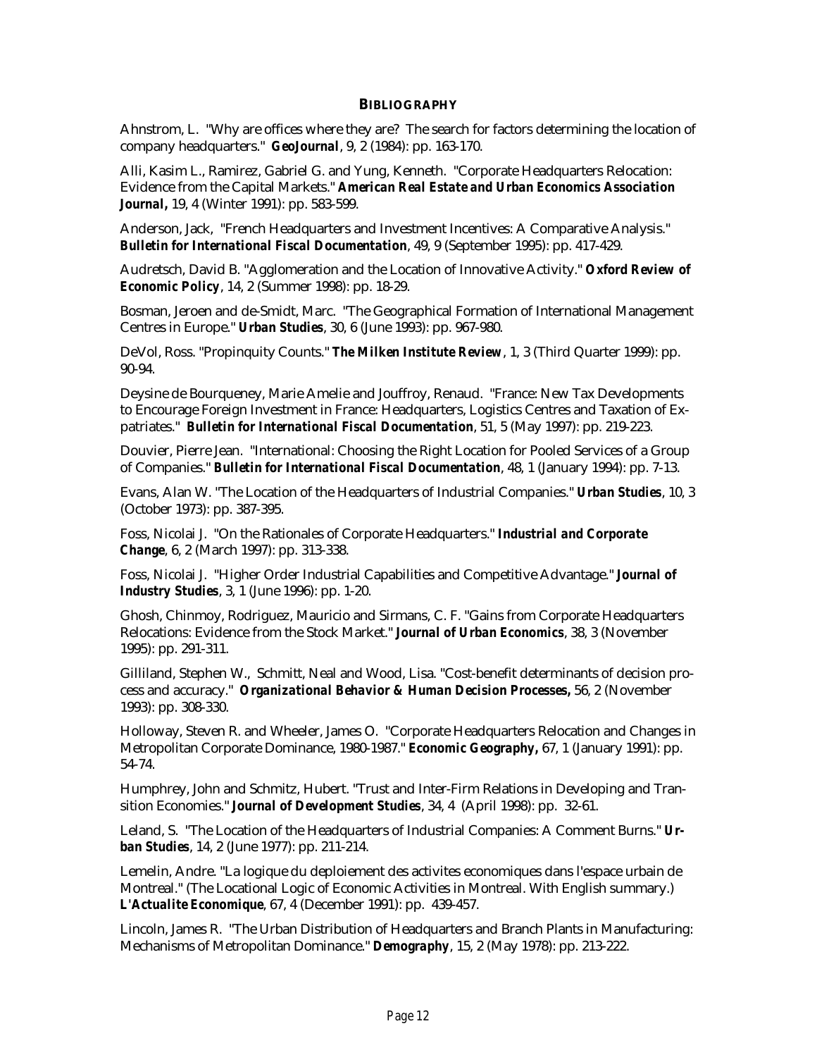## BIBLIOGRAPHY

Ahnstrom, L. "Why are offices where they are? The search for factors determining the location of company headquarters." ***GeoJournal***, 9, 2 (1984): pp. 163-170.

Alli, Kasim L., Ramirez, Gabriel G. and Yung, Kenneth. "Corporate Headquarters Relocation: Evidence from the Capital Markets." ***American Real Estate and Urban Economics Association Journal*****,** 19, 4 (Winter 1991): pp. 583-599.

Anderson, Jack, "French Headquarters and Investment Incentives: A Comparative Analysis." ***Bulletin for International Fiscal Documentation***, 49, 9 (September 1995): pp. 417-429.

Audretsch, David B. "Agglomeration and the Location of Innovative Activity." ***Oxford Review of Economic Policy***, 14, 2 (Summer 1998): pp. 18-29.

Bosman, Jeroen and de-Smidt, Marc. "The Geographical Formation of International Management Centres in Europe." ***Urban Studies***, 30, 6 (June 1993): pp. 967-980.

DeVol, Ross. "Propinquity Counts." ***The Milken Institute Review***, 1, 3 (Third Quarter 1999): pp. 90-94.

Deysine de Bourqueney, Marie Amelie and Jouffroy, Renaud. "France: New Tax Developments to Encourage Foreign Investment in France: Headquarters, Logistics Centres and Taxation of Expatriates." ***Bulletin for International Fiscal Documentation***, 51, 5 (May 1997): pp. 219-223.

Douvier, Pierre Jean. "International: Choosing the Right Location for Pooled Services of a Group of Companies." ***Bulletin for International Fiscal Documentation***, 48, 1 (January 1994): pp. 7-13.

Evans, Alan W. "The Location of the Headquarters of Industrial Companies." ***Urban Studies***, 10, 3 (October 1973): pp. 387-395.

Foss, Nicolai J. "On the Rationales of Corporate Headquarters." ***Industrial and Corporate Change***, 6, 2 (March 1997): pp. 313-338.

Foss, Nicolai J. "Higher Order Industrial Capabilities and Competitive Advantage." ***Journal of Industry Studies***, 3, 1 (June 1996): pp. 1-20.

Ghosh, Chinmoy, Rodriguez, Mauricio and Sirmans, C. F. "Gains from Corporate Headquarters Relocations: Evidence from the Stock Market." ***Journal of Urban Economics***, 38, 3 (November 1995): pp. 291-311.

Gilliland, Stephen W., Schmitt, Neal and Wood, Lisa. "Cost-benefit determinants of decision process and accuracy." ***Organizational Behavior & Human Decision Processes*****,** 56, 2 (November 1993): pp. 308-330.

Holloway, Steven R. and Wheeler, James O. "Corporate Headquarters Relocation and Changes in Metropolitan Corporate Dominance, 1980-1987." ***Economic Geography*****,** 67, 1 (January 1991): pp. 54-74.

Humphrey, John and Schmitz, Hubert. "Trust and Inter-Firm Relations in Developing and Transition Economies." ***Journal of Development Studies***, 34, 4 (April 1998): pp. 32-61.

Leland, S. "The Location of the Headquarters of Industrial Companies: A Comment Burns." ***Urban Studies***, 14, 2 (June 1977): pp. 211-214.

Lemelin, Andre. "La logique du deploiement des activites economiques dans l'espace urbain de Montreal." (The Locational Logic of Economic Activities in Montreal. With English summary.) ***L'Actualite Economique***, 67, 4 (December 1991): pp. 439-457.

Lincoln, James R. "The Urban Distribution of Headquarters and Branch Plants in Manufacturing: Mechanisms of Metropolitan Dominance." ***Demography***, 15, 2 (May 1978): pp. 213-222.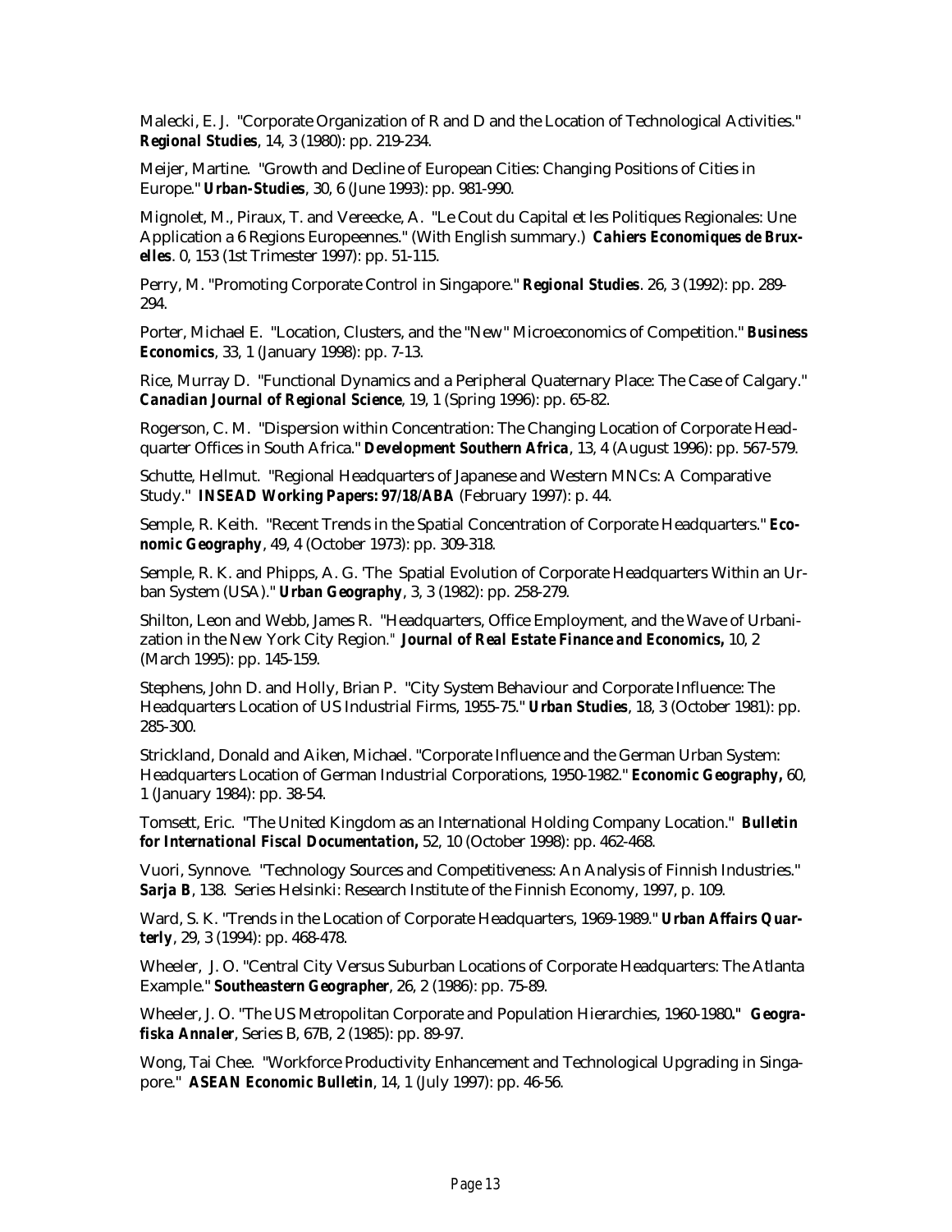Malecki, E. J. "Corporate Organization of R and D and the Location of Technological Activities." ***Regional Studies***, 14, 3 (1980): pp. 219-234.

Meijer, Martine. "Growth and Decline of European Cities: Changing Positions of Cities in Europe." ***Urban-Studies***, 30, 6 (June 1993): pp. 981-990.

Mignolet, M., Piraux, T. and Vereecke, A. "Le Cout du Capital et les Politiques Regionales: Une Application a 6 Regions Europeennes." (With English summary.) ***Cahiers Economiques de Bruxelles***. 0, 153 (1st Trimester 1997): pp. 51-115.

Perry, M. "Promoting Corporate Control in Singapore." ***Regional Studies***. 26, 3 (1992): pp. 289-294.

Porter, Michael E. "Location, Clusters, and the "New" Microeconomics of Competition." ***Business Economics***, 33, 1 (January 1998): pp. 7-13.

Rice, Murray D. "Functional Dynamics and a Peripheral Quaternary Place: The Case of Calgary." ***Canadian Journal of Regional Science***, 19, 1 (Spring 1996): pp. 65-82.

Rogerson, C. M. "Dispersion within Concentration: The Changing Location of Corporate Headquarter Offices in South Africa." ***Development Southern Africa***, 13, 4 (August 1996): pp. 567-579.

Schutte, Hellmut. "Regional Headquarters of Japanese and Western MNCs: A Comparative Study." ***INSEAD Working Papers: 97/18/ABA*** (February 1997): p. 44.

Semple, R. Keith. "Recent Trends in the Spatial Concentration of Corporate Headquarters." ***Economic Geography***, 49, 4 (October 1973): pp. 309-318.

Semple, R. K. and Phipps, A. G. 'The Spatial Evolution of Corporate Headquarters Within an Urban System (USA)." ***Urban Geography***, 3, 3 (1982): pp. 258-279.

Shilton, Leon and Webb, James R. "Headquarters, Office Employment, and the Wave of Urbanization in the New York City Region." ***Journal of Real Estate Finance and Economics,*** 10, 2 (March 1995): pp. 145-159.

Stephens, John D. and Holly, Brian P. "City System Behaviour and Corporate Influence: The Headquarters Location of US Industrial Firms, 1955-75." ***Urban Studies***, 18, 3 (October 1981): pp. 285-300.

Strickland, Donald and Aiken, Michael. "Corporate Influence and the German Urban System: Headquarters Location of German Industrial Corporations, 1950-1982." ***Economic Geography,*** 60, 1 (January 1984): pp. 38-54.

Tomsett, Eric. "The United Kingdom as an International Holding Company Location." ***Bulletin for International Fiscal Documentation,*** 52, 10 (October 1998): pp. 462-468.

Vuori, Synnove. "Technology Sources and Competitiveness: An Analysis of Finnish Industries." ***Sarja B***, 138. Series Helsinki: Research Institute of the Finnish Economy, 1997, p. 109.

Ward, S. K. "Trends in the Location of Corporate Headquarters, 1969-1989." ***Urban Affairs Quarterly***, 29, 3 (1994): pp. 468-478.

Wheeler, J. O. "Central City Versus Suburban Locations of Corporate Headquarters: The Atlanta Example." ***Southeastern Geographer***, 26, 2 (1986): pp. 75-89.

Wheeler, J. O. "The US Metropolitan Corporate and Population Hierarchies, 1960-1980." ***Geografiska Annaler***, Series B, 67B, 2 (1985): pp. 89-97.

Wong, Tai Chee. "Workforce Productivity Enhancement and Technological Upgrading in Singapore." ***ASEAN Economic Bulletin***, 14, 1 (July 1997): pp. 46-56.